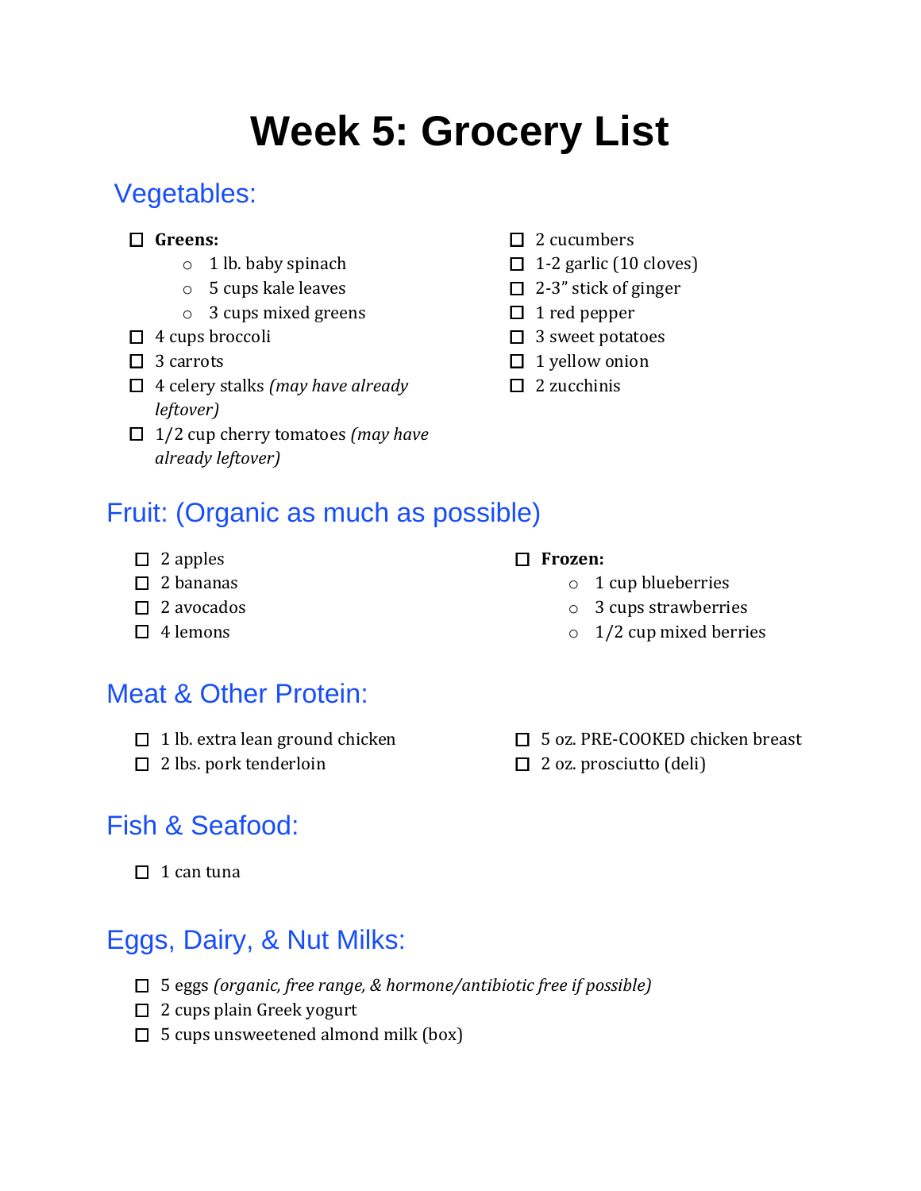# Week 5: Grocery List

## Vegetables:

- [ ] **Greens:**
  - 1 lb. baby spinach
  - 5 cups kale leaves
  - 3 cups mixed greens
- [ ] 4 cups broccoli
- [ ] 3 carrots
- [ ] 4 celery stalks *(may have already leftover)*
- [ ] 1/2 cup cherry tomatoes *(may have already leftover)*
- [ ] 2 cucumbers
- [ ] 1-2 garlic (10 cloves)
- [ ] 2-3" stick of ginger
- [ ] 1 red pepper
- [ ] 3 sweet potatoes
- [ ] 1 yellow onion
- [ ] 2 zucchinis

## Fruit: (Organic as much as possible)

- [ ] 2 apples
- [ ] 2 bananas
- [ ] 2 avocados
- [ ] 4 lemons
- [ ] **Frozen:**
  - 1 cup blueberries
  - 3 cups strawberries
  - 1/2 cup mixed berries

## Meat & Other Protein:

- [ ] 1 lb. extra lean ground chicken
- [ ] 2 lbs. pork tenderloin
- [ ] 5 oz. PRE-COOKED chicken breast
- [ ] 2 oz. prosciutto (deli)

## Fish & Seafood:

- [ ] 1 can tuna

## Eggs, Dairy, & Nut Milks:

- [ ] 5 eggs *(organic, free range, & hormone/antibiotic free if possible)*
- [ ] 2 cups plain Greek yogurt
- [ ] 5 cups unsweetened almond milk (box)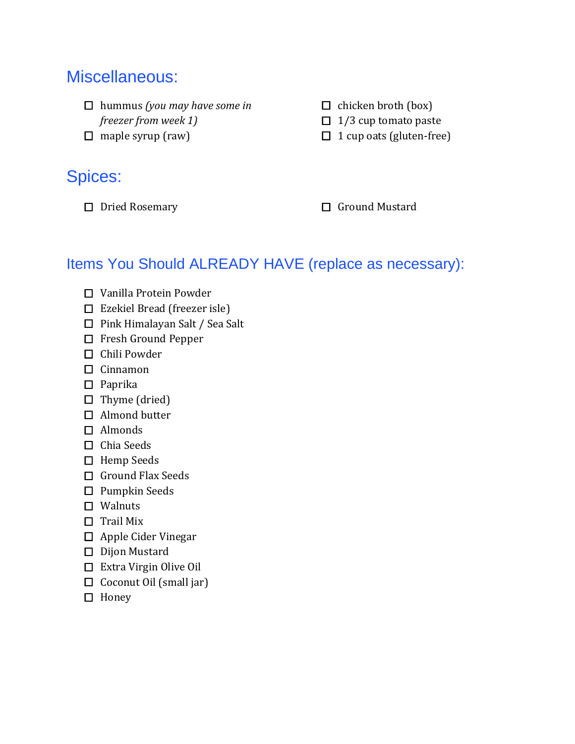## Miscellaneous:

- ☐ hummus *(you may have some in freezer from week 1)*
- ☐ maple syrup (raw)
- ☐ chicken broth (box)
- ☐ 1/3 cup tomato paste
- ☐ 1 cup oats (gluten-free)

## Spices:

- ☐ Dried Rosemary
- ☐ Ground Mustard

## Items You Should ALREADY HAVE (replace as necessary):

- ☐ Vanilla Protein Powder
- ☐ Ezekiel Bread (freezer isle)
- ☐ Pink Himalayan Salt / Sea Salt
- ☐ Fresh Ground Pepper
- ☐ Chili Powder
- ☐ Cinnamon
- ☐ Paprika
- ☐ Thyme (dried)
- ☐ Almond butter
- ☐ Almonds
- ☐ Chia Seeds
- ☐ Hemp Seeds
- ☐ Ground Flax Seeds
- ☐ Pumpkin Seeds
- ☐ Walnuts
- ☐ Trail Mix
- ☐ Apple Cider Vinegar
- ☐ Dijon Mustard
- ☐ Extra Virgin Olive Oil
- ☐ Coconut Oil (small jar)
- ☐ Honey